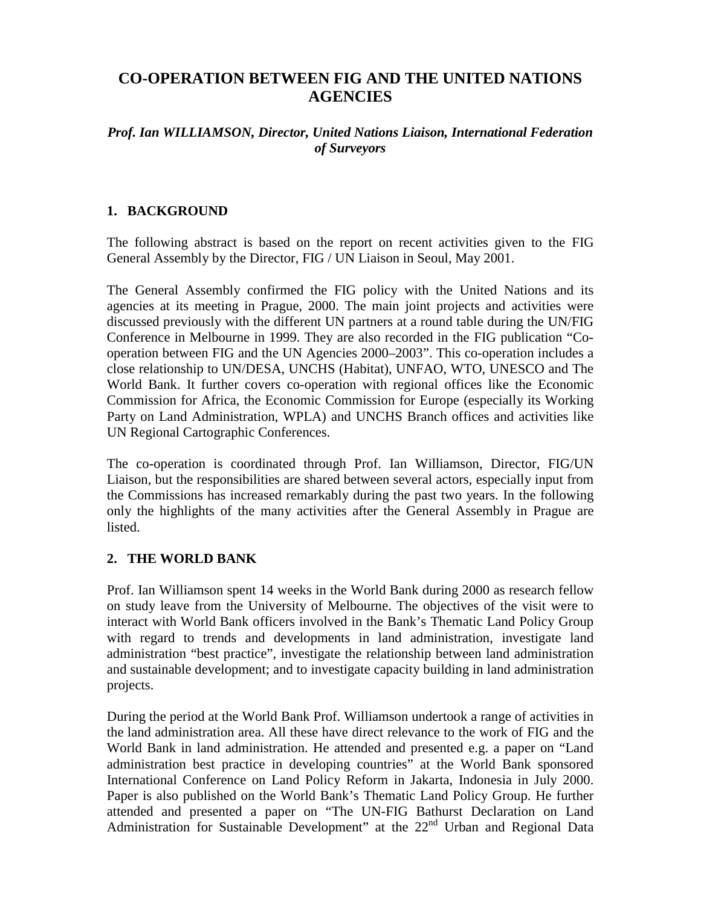# CO-OPERATION BETWEEN FIG AND THE UNITED NATIONS AGENCIES

***Prof. Ian WILLIAMSON, Director, United Nations Liaison, International Federation of Surveyors***

## 1. BACKGROUND

The following abstract is based on the report on recent activities given to the FIG General Assembly by the Director, FIG / UN Liaison in Seoul, May 2001.

The General Assembly confirmed the FIG policy with the United Nations and its agencies at its meeting in Prague, 2000. The main joint projects and activities were discussed previously with the different UN partners at a round table during the UN/FIG Conference in Melbourne in 1999. They are also recorded in the FIG publication "Co-operation between FIG and the UN Agencies 2000–2003". This co-operation includes a close relationship to UN/DESA, UNCHS (Habitat), UNFAO, WTO, UNESCO and The World Bank. It further covers co-operation with regional offices like the Economic Commission for Africa, the Economic Commission for Europe (especially its Working Party on Land Administration, WPLA) and UNCHS Branch offices and activities like UN Regional Cartographic Conferences.

The co-operation is coordinated through Prof. Ian Williamson, Director, FIG/UN Liaison, but the responsibilities are shared between several actors, especially input from the Commissions has increased remarkably during the past two years. In the following only the highlights of the many activities after the General Assembly in Prague are listed.

## 2. THE WORLD BANK

Prof. Ian Williamson spent 14 weeks in the World Bank during 2000 as research fellow on study leave from the University of Melbourne. The objectives of the visit were to interact with World Bank officers involved in the Bank's Thematic Land Policy Group with regard to trends and developments in land administration, investigate land administration "best practice", investigate the relationship between land administration and sustainable development; and to investigate capacity building in land administration projects.

During the period at the World Bank Prof. Williamson undertook a range of activities in the land administration area. All these have direct relevance to the work of FIG and the World Bank in land administration. He attended and presented e.g. a paper on "Land administration best practice in developing countries" at the World Bank sponsored International Conference on Land Policy Reform in Jakarta, Indonesia in July 2000. Paper is also published on the World Bank's Thematic Land Policy Group. He further attended and presented a paper on "The UN-FIG Bathurst Declaration on Land Administration for Sustainable Development" at the 22nd Urban and Regional Data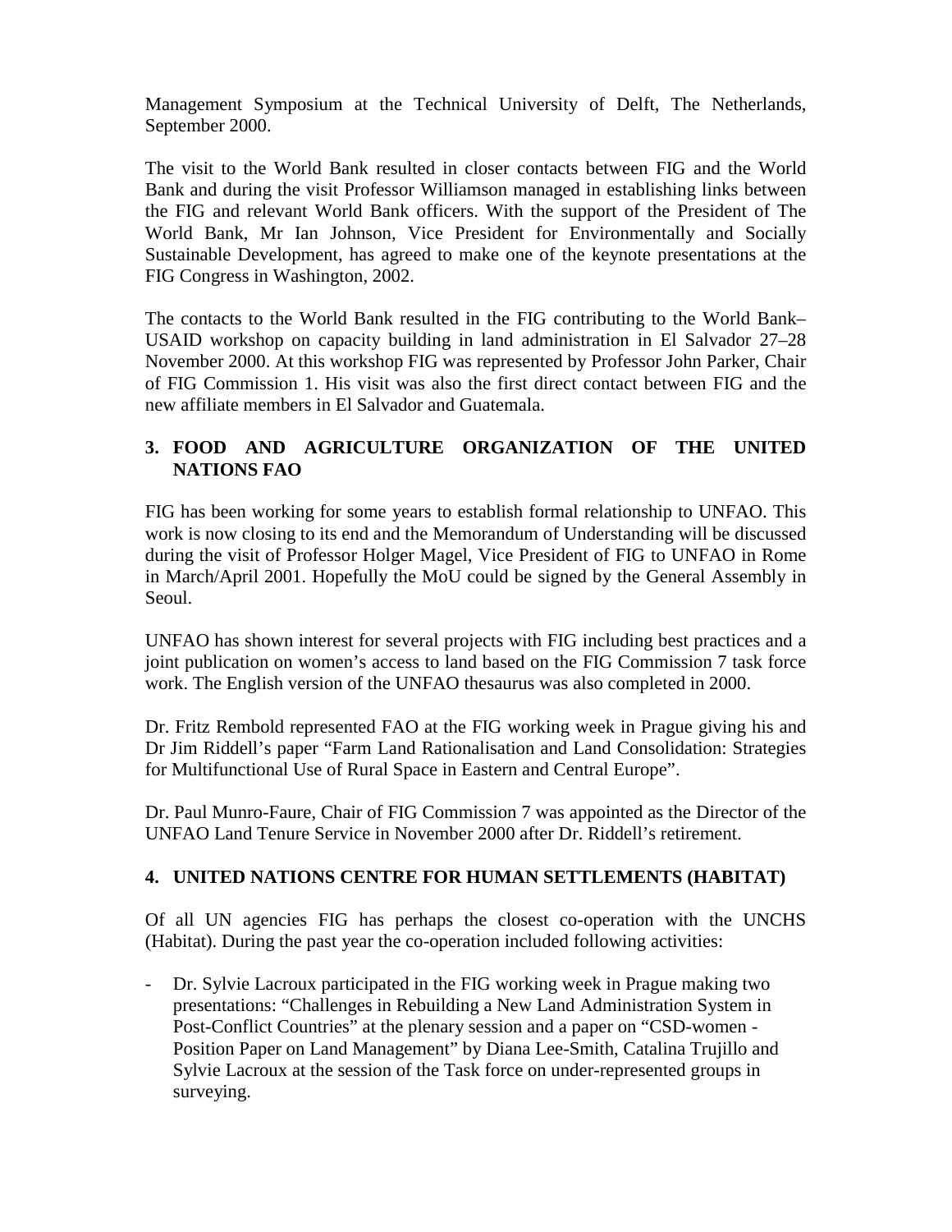Management Symposium at the Technical University of Delft, The Netherlands, September 2000.

The visit to the World Bank resulted in closer contacts between FIG and the World Bank and during the visit Professor Williamson managed in establishing links between the FIG and relevant World Bank officers. With the support of the President of The World Bank, Mr Ian Johnson, Vice President for Environmentally and Socially Sustainable Development, has agreed to make one of the keynote presentations at the FIG Congress in Washington, 2002.

The contacts to the World Bank resulted in the FIG contributing to the World Bank–USAID workshop on capacity building in land administration in El Salvador 27–28 November 2000. At this workshop FIG was represented by Professor John Parker, Chair of FIG Commission 1. His visit was also the first direct contact between FIG and the new affiliate members in El Salvador and Guatemala.

## 3. FOOD AND AGRICULTURE ORGANIZATION OF THE UNITED NATIONS FAO

FIG has been working for some years to establish formal relationship to UNFAO. This work is now closing to its end and the Memorandum of Understanding will be discussed during the visit of Professor Holger Magel, Vice President of FIG to UNFAO in Rome in March/April 2001. Hopefully the MoU could be signed by the General Assembly in Seoul.

UNFAO has shown interest for several projects with FIG including best practices and a joint publication on women's access to land based on the FIG Commission 7 task force work. The English version of the UNFAO thesaurus was also completed in 2000.

Dr. Fritz Rembold represented FAO at the FIG working week in Prague giving his and Dr Jim Riddell's paper "Farm Land Rationalisation and Land Consolidation: Strategies for Multifunctional Use of Rural Space in Eastern and Central Europe".

Dr. Paul Munro-Faure, Chair of FIG Commission 7 was appointed as the Director of the UNFAO Land Tenure Service in November 2000 after Dr. Riddell's retirement.

## 4. UNITED NATIONS CENTRE FOR HUMAN SETTLEMENTS (HABITAT)

Of all UN agencies FIG has perhaps the closest co-operation with the UNCHS (Habitat). During the past year the co-operation included following activities:

- Dr. Sylvie Lacroux participated in the FIG working week in Prague making two presentations: "Challenges in Rebuilding a New Land Administration System in Post-Conflict Countries" at the plenary session and a paper on "CSD-women - Position Paper on Land Management" by Diana Lee-Smith, Catalina Trujillo and Sylvie Lacroux at the session of the Task force on under-represented groups in surveying.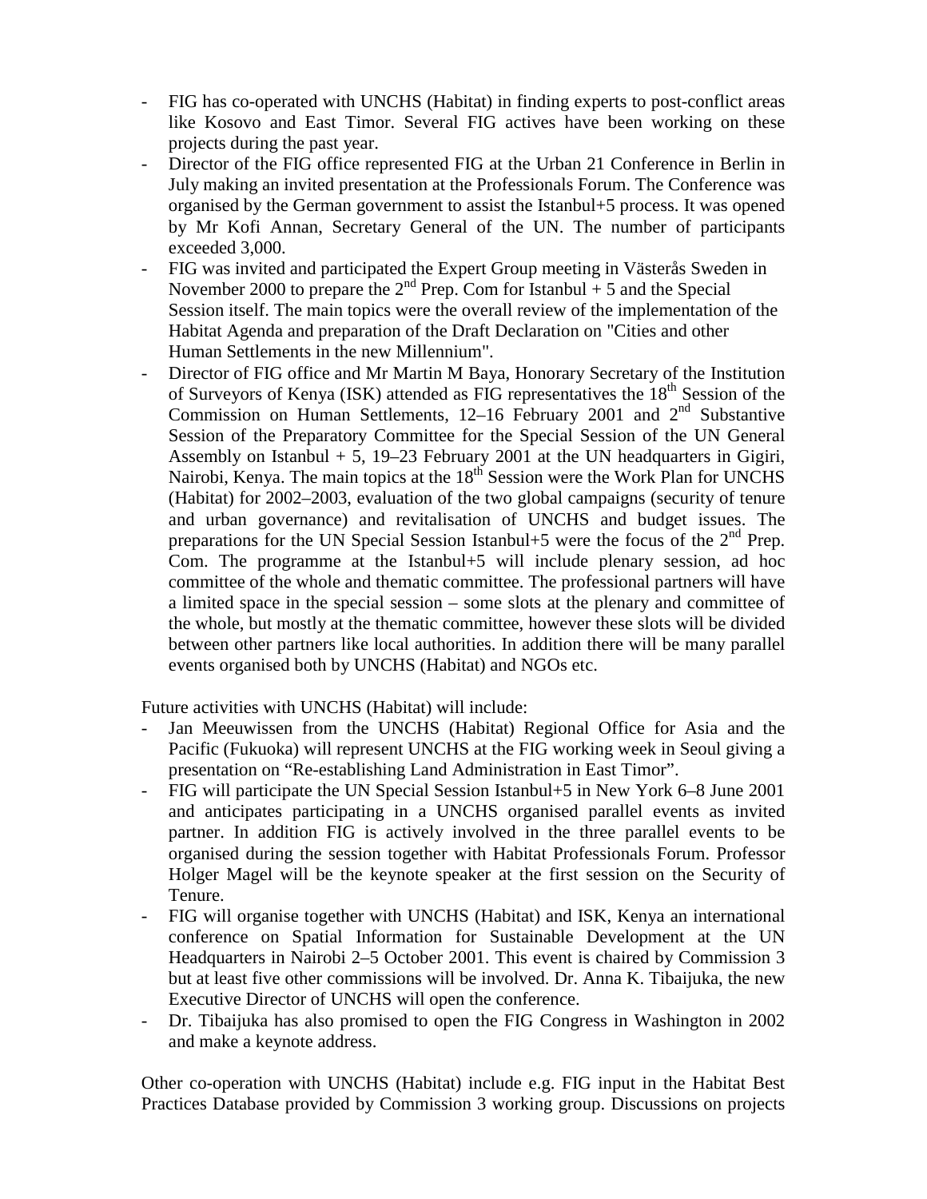- FIG has co-operated with UNCHS (Habitat) in finding experts to post-conflict areas like Kosovo and East Timor. Several FIG actives have been working on these projects during the past year.
- Director of the FIG office represented FIG at the Urban 21 Conference in Berlin in July making an invited presentation at the Professionals Forum. The Conference was organised by the German government to assist the Istanbul+5 process. It was opened by Mr Kofi Annan, Secretary General of the UN. The number of participants exceeded 3,000.
- FIG was invited and participated the Expert Group meeting in Västerås Sweden in November 2000 to prepare the 2nd Prep. Com for Istanbul + 5 and the Special Session itself. The main topics were the overall review of the implementation of the Habitat Agenda and preparation of the Draft Declaration on "Cities and other Human Settlements in the new Millennium".
- Director of FIG office and Mr Martin M Baya, Honorary Secretary of the Institution of Surveyors of Kenya (ISK) attended as FIG representatives the 18th Session of the Commission on Human Settlements, 12–16 February 2001 and 2nd Substantive Session of the Preparatory Committee for the Special Session of the UN General Assembly on Istanbul + 5, 19–23 February 2001 at the UN headquarters in Gigiri, Nairobi, Kenya. The main topics at the 18th Session were the Work Plan for UNCHS (Habitat) for 2002–2003, evaluation of the two global campaigns (security of tenure and urban governance) and revitalisation of UNCHS and budget issues. The preparations for the UN Special Session Istanbul+5 were the focus of the 2nd Prep. Com. The programme at the Istanbul+5 will include plenary session, ad hoc committee of the whole and thematic committee. The professional partners will have a limited space in the special session – some slots at the plenary and committee of the whole, but mostly at the thematic committee, however these slots will be divided between other partners like local authorities. In addition there will be many parallel events organised both by UNCHS (Habitat) and NGOs etc.

Future activities with UNCHS (Habitat) will include:

- Jan Meeuwissen from the UNCHS (Habitat) Regional Office for Asia and the Pacific (Fukuoka) will represent UNCHS at the FIG working week in Seoul giving a presentation on "Re-establishing Land Administration in East Timor".
- FIG will participate the UN Special Session Istanbul+5 in New York 6–8 June 2001 and anticipates participating in a UNCHS organised parallel events as invited partner. In addition FIG is actively involved in the three parallel events to be organised during the session together with Habitat Professionals Forum. Professor Holger Magel will be the keynote speaker at the first session on the Security of Tenure.
- FIG will organise together with UNCHS (Habitat) and ISK, Kenya an international conference on Spatial Information for Sustainable Development at the UN Headquarters in Nairobi 2–5 October 2001. This event is chaired by Commission 3 but at least five other commissions will be involved. Dr. Anna K. Tibaijuka, the new Executive Director of UNCHS will open the conference.
- Dr. Tibaijuka has also promised to open the FIG Congress in Washington in 2002 and make a keynote address.

Other co-operation with UNCHS (Habitat) include e.g. FIG input in the Habitat Best Practices Database provided by Commission 3 working group. Discussions on projects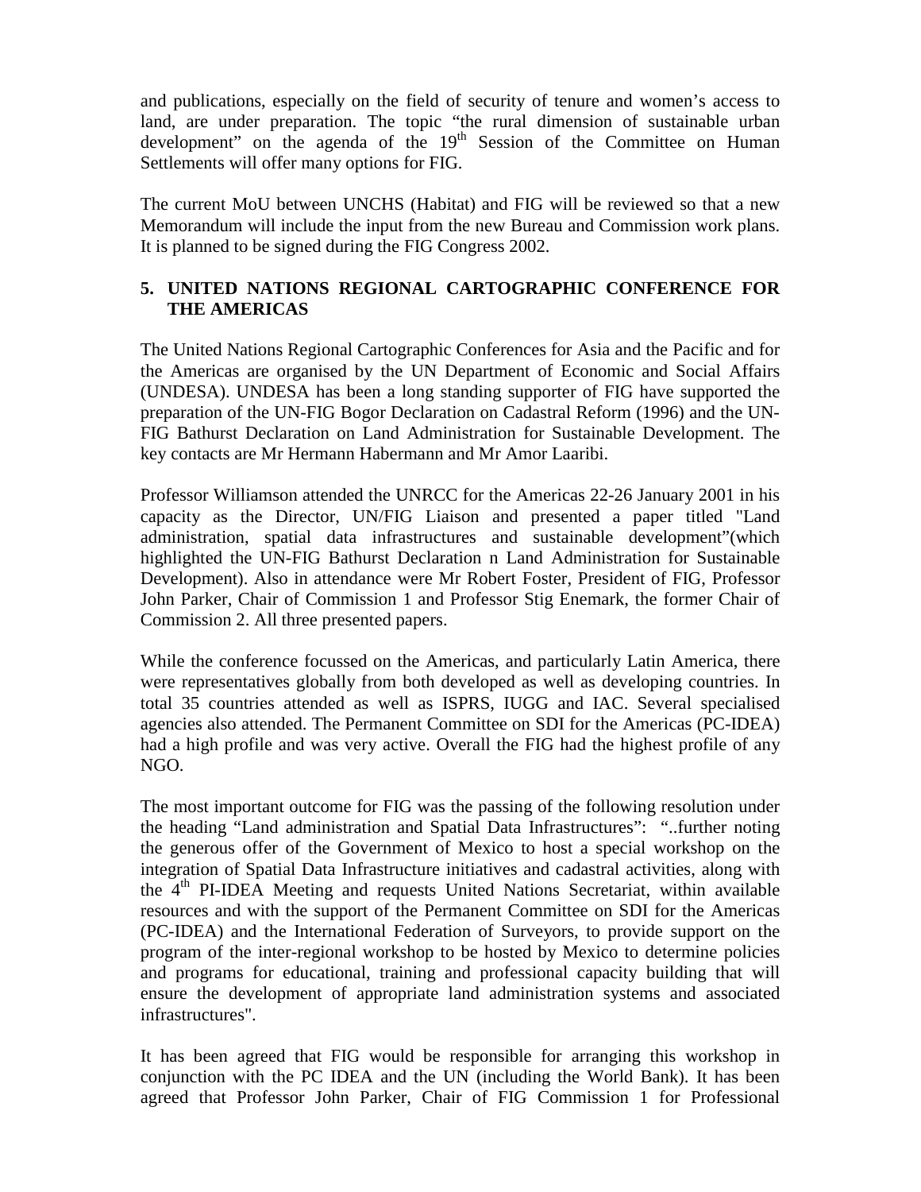and publications, especially on the field of security of tenure and women's access to land, are under preparation. The topic "the rural dimension of sustainable urban development" on the agenda of the 19th Session of the Committee on Human Settlements will offer many options for FIG.

The current MoU between UNCHS (Habitat) and FIG will be reviewed so that a new Memorandum will include the input from the new Bureau and Commission work plans. It is planned to be signed during the FIG Congress 2002.

## 5. UNITED NATIONS REGIONAL CARTOGRAPHIC CONFERENCE FOR THE AMERICAS

The United Nations Regional Cartographic Conferences for Asia and the Pacific and for the Americas are organised by the UN Department of Economic and Social Affairs (UNDESA). UNDESA has been a long standing supporter of FIG have supported the preparation of the UN-FIG Bogor Declaration on Cadastral Reform (1996) and the UN-FIG Bathurst Declaration on Land Administration for Sustainable Development. The key contacts are Mr Hermann Habermann and Mr Amor Laaribi.

Professor Williamson attended the UNRCC for the Americas 22-26 January 2001 in his capacity as the Director, UN/FIG Liaison and presented a paper titled "Land administration, spatial data infrastructures and sustainable development"(which highlighted the UN-FIG Bathurst Declaration n Land Administration for Sustainable Development). Also in attendance were Mr Robert Foster, President of FIG, Professor John Parker, Chair of Commission 1 and Professor Stig Enemark, the former Chair of Commission 2. All three presented papers.

While the conference focussed on the Americas, and particularly Latin America, there were representatives globally from both developed as well as developing countries. In total 35 countries attended as well as ISPRS, IUGG and IAC. Several specialised agencies also attended. The Permanent Committee on SDI for the Americas (PC-IDEA) had a high profile and was very active. Overall the FIG had the highest profile of any NGO.

The most important outcome for FIG was the passing of the following resolution under the heading "Land administration and Spatial Data Infrastructures": "..further noting the generous offer of the Government of Mexico to host a special workshop on the integration of Spatial Data Infrastructure initiatives and cadastral activities, along with the 4th PI-IDEA Meeting and requests United Nations Secretariat, within available resources and with the support of the Permanent Committee on SDI for the Americas (PC-IDEA) and the International Federation of Surveyors, to provide support on the program of the inter-regional workshop to be hosted by Mexico to determine policies and programs for educational, training and professional capacity building that will ensure the development of appropriate land administration systems and associated infrastructures".

It has been agreed that FIG would be responsible for arranging this workshop in conjunction with the PC IDEA and the UN (including the World Bank). It has been agreed that Professor John Parker, Chair of FIG Commission 1 for Professional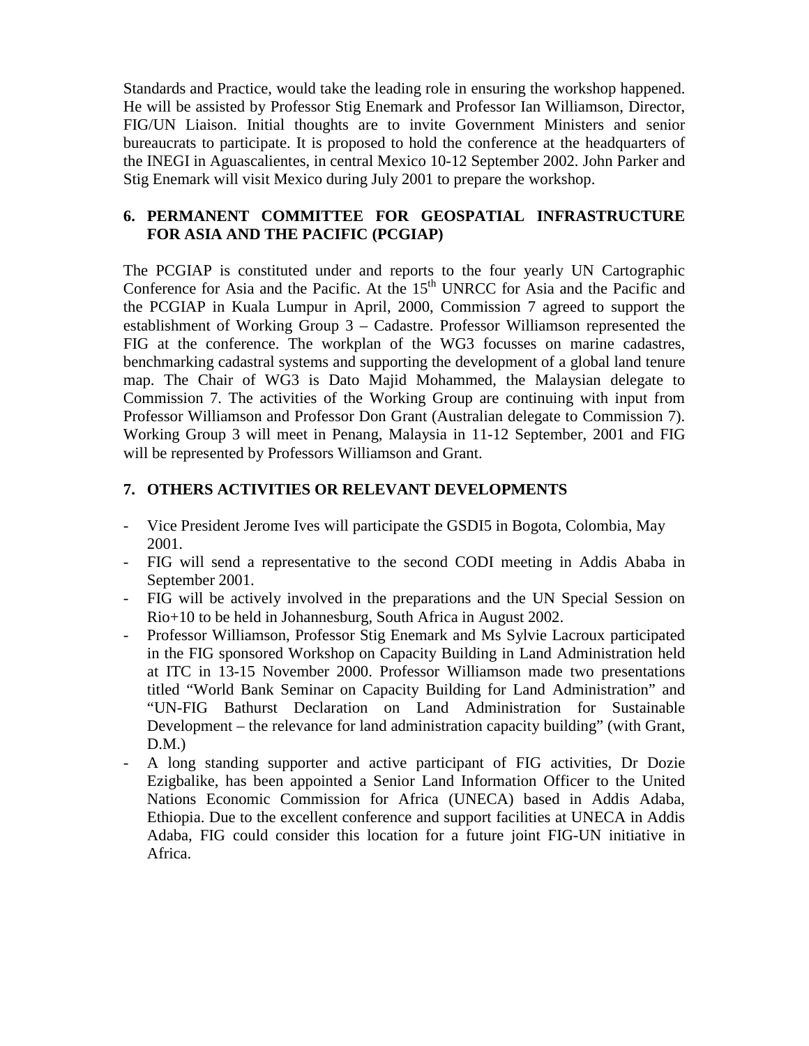Standards and Practice, would take the leading role in ensuring the workshop happened. He will be assisted by Professor Stig Enemark and Professor Ian Williamson, Director, FIG/UN Liaison. Initial thoughts are to invite Government Ministers and senior bureaucrats to participate. It is proposed to hold the conference at the headquarters of the INEGI in Aguascalientes, in central Mexico 10-12 September 2002. John Parker and Stig Enemark will visit Mexico during July 2001 to prepare the workshop.

## 6. PERMANENT COMMITTEE FOR GEOSPATIAL INFRASTRUCTURE FOR ASIA AND THE PACIFIC (PCGIAP)

The PCGIAP is constituted under and reports to the four yearly UN Cartographic Conference for Asia and the Pacific. At the 15th UNRCC for Asia and the Pacific and the PCGIAP in Kuala Lumpur in April, 2000, Commission 7 agreed to support the establishment of Working Group 3 – Cadastre. Professor Williamson represented the FIG at the conference. The workplan of the WG3 focusses on marine cadastres, benchmarking cadastral systems and supporting the development of a global land tenure map. The Chair of WG3 is Dato Majid Mohammed, the Malaysian delegate to Commission 7. The activities of the Working Group are continuing with input from Professor Williamson and Professor Don Grant (Australian delegate to Commission 7). Working Group 3 will meet in Penang, Malaysia in 11-12 September, 2001 and FIG will be represented by Professors Williamson and Grant.

## 7. OTHERS ACTIVITIES OR RELEVANT DEVELOPMENTS

- Vice President Jerome Ives will participate the GSDI5 in Bogota, Colombia, May 2001.
- FIG will send a representative to the second CODI meeting in Addis Ababa in September 2001.
- FIG will be actively involved in the preparations and the UN Special Session on Rio+10 to be held in Johannesburg, South Africa in August 2002.
- Professor Williamson, Professor Stig Enemark and Ms Sylvie Lacroux participated in the FIG sponsored Workshop on Capacity Building in Land Administration held at ITC in 13-15 November 2000. Professor Williamson made two presentations titled "World Bank Seminar on Capacity Building for Land Administration" and "UN-FIG Bathurst Declaration on Land Administration for Sustainable Development – the relevance for land administration capacity building" (with Grant, D.M.)
- A long standing supporter and active participant of FIG activities, Dr Dozie Ezigbalike, has been appointed a Senior Land Information Officer to the United Nations Economic Commission for Africa (UNECA) based in Addis Adaba, Ethiopia. Due to the excellent conference and support facilities at UNECA in Addis Adaba, FIG could consider this location for a future joint FIG-UN initiative in Africa.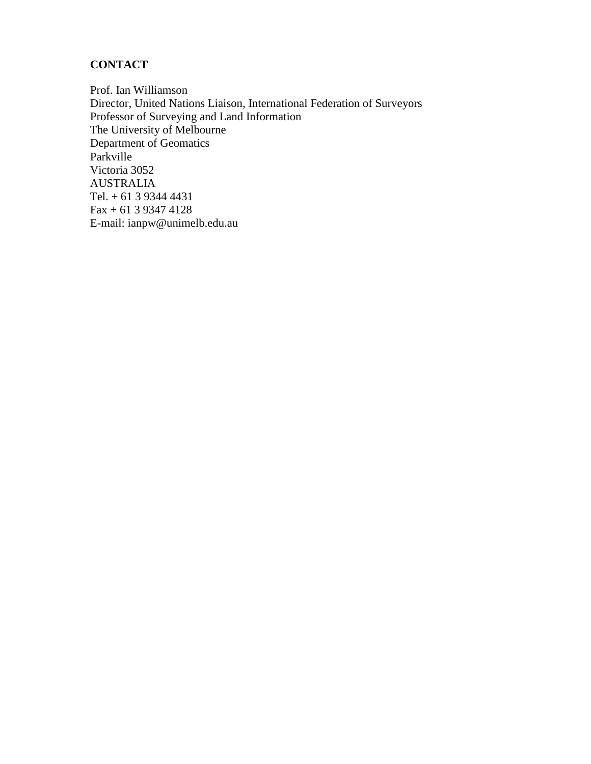**CONTACT**

Prof. Ian Williamson
Director, United Nations Liaison, International Federation of Surveyors
Professor of Surveying and Land Information
The University of Melbourne
Department of Geomatics
Parkville
Victoria 3052
AUSTRALIA
Tel. + 61 3 9344 4431
Fax + 61 3 9347 4128
E-mail: ianpw@unimelb.edu.au